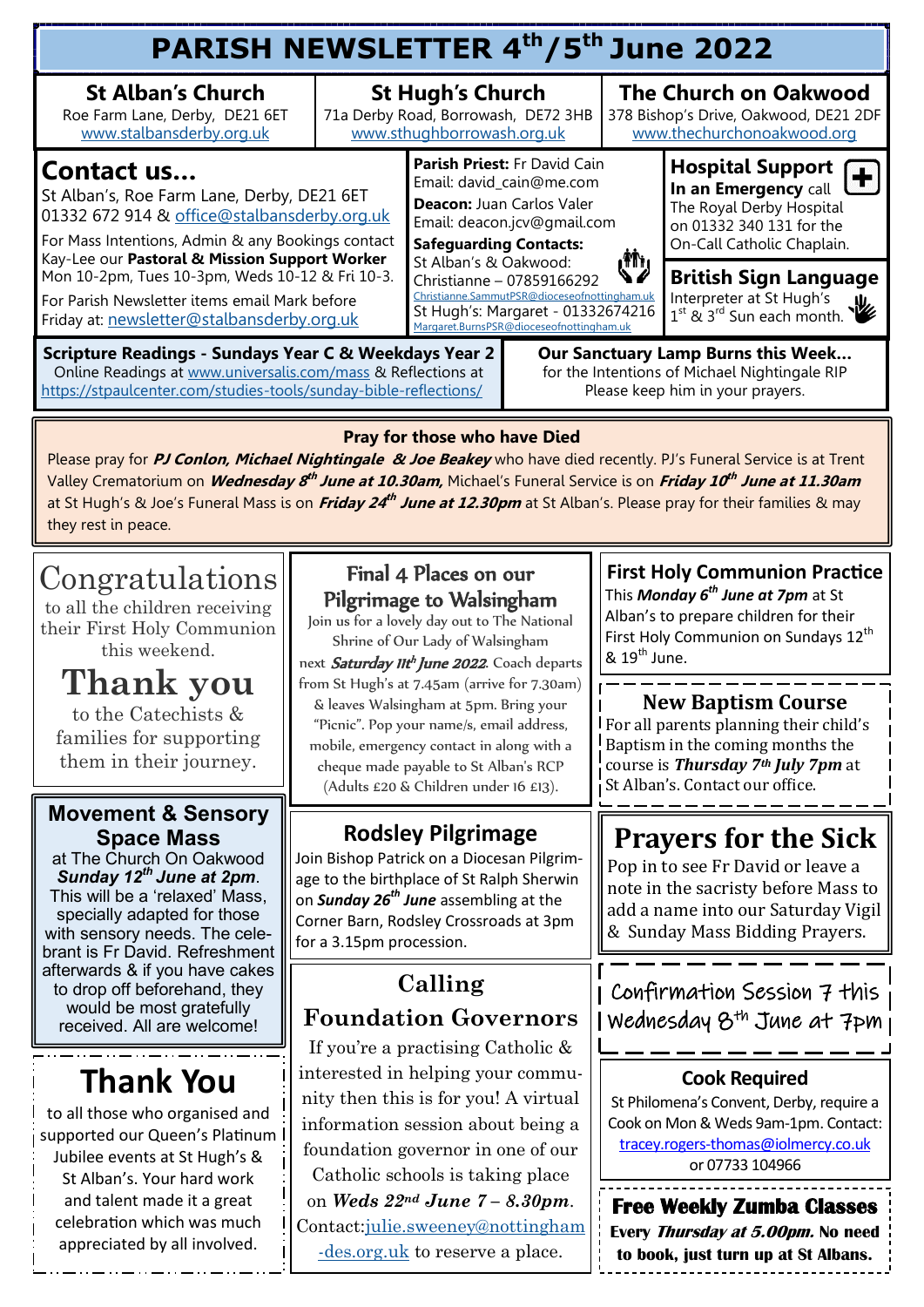# PARISH NEWSLETTER 4th/5th June 2022

**St Alban's Church**
Roe Farm Lane, Derby, DE21 6ET
www.stalbansderby.org.uk

**St Hugh's Church**
71a Derby Road, Borrowash, DE72 3HB
www.sthughborrowash.org.uk

**The Church on Oakwood**
378 Bishop's Drive, Oakwood, DE21 2DF
www.thechurchonoakwood.org

## Contact us...

St Alban's, Roe Farm Lane, Derby, DE21 6ET
01332 672 914 & office@stalbansderby.org.uk

For Mass Intentions, Admin & any Bookings contact Kay-Lee our **Pastoral & Mission Support Worker** Mon 10-2pm, Tues 10-3pm, Weds 10-12 & Fri 10-3.

For Parish Newsletter items email Mark before Friday at: newsletter@stalbansderby.org.uk

**Parish Priest:** Fr David Cain
Email: david_cain@me.com

**Deacon:** Juan Carlos Valer
Email: deacon.jcv@gmail.com

**Safeguarding Contacts:**
St Alban's & Oakwood:
Christianne – 07859166292
Christianne.SammutPSR@dioceseofnottingham.uk
St Hugh's: Margaret - 01332674216
Margaret.BurnsPSR@dioceseofnottingham.uk

**Hospital Support**
**In an Emergency** call The Royal Derby Hospital on 01332 340 131 for the On-Call Catholic Chaplain.

**British Sign Language**
Interpreter at St Hugh's 1st & 3rd Sun each month.

**Scripture Readings - Sundays Year C & Weekdays Year 2**
Online Readings at www.universalis.com/mass & Reflections at https://stpaulcenter.com/studies-tools/sunday-bible-reflections/

**Our Sanctuary Lamp Burns this Week...**
for the Intentions of Michael Nightingale RIP
Please keep him in your prayers.

## Pray for those who have Died

Please pray for ***PJ Conlon, Michael Nightingale & Joe Beakey*** who have died recently. PJ's Funeral Service is at Trent Valley Crematorium on ***Wednesday 8th June at 10.30am,*** Michael's Funeral Service is on ***Friday 10th June at 11.30am*** at St Hugh's & Joe's Funeral Mass is on ***Friday 24th June at 12.30pm*** at St Alban's. Please pray for their families & may they rest in peace.

## Congratulations

to all the children receiving their First Holy Communion this weekend.

## Thank you

to the Catechists & families for supporting them in their journey.

## Movement & Sensory Space Mass

at The Church On Oakwood ***Sunday 12th June at 2pm***. This will be a 'relaxed' Mass, specially adapted for those with sensory needs. The celebrant is Fr David. Refreshment afterwards & if you have cakes to drop off beforehand, they would be most gratefully received. All are welcome!

## Thank You

to all those who organised and supported our Queen's Platinum Jubilee events at St Hugh's & St Alban's. Your hard work and talent made it a great celebration which was much appreciated by all involved.

## Final 4 Places on our Pilgrimage to Walsingham

Join us for a lovely day out to The National Shrine of Our Lady of Walsingham next ***Saturday 11th June 2022***. Coach departs from St Hugh's at 7.45am (arrive for 7.30am) & leaves Walsingham at 5pm. Bring your "Picnic". Pop your name/s, email address, mobile, emergency contact in along with a cheque made payable to St Alban's RCP (Adults £20 & Children under 16 £13).

## Rodsley Pilgrimage

Join Bishop Patrick on a Diocesan Pilgrimage to the birthplace of St Ralph Sherwin on ***Sunday 26th June*** assembling at the Corner Barn, Rodsley Crossroads at 3pm for a 3.15pm procession.

## Calling Foundation Governors

If you're a practising Catholic & interested in helping your community then this is for you! A virtual information session about being a foundation governor in one of our Catholic schools is taking place on ***Weds 22nd June 7 – 8.30pm***. Contact: julie.sweeney@nottingham-des.org.uk to reserve a place.

## First Holy Communion Practice

This ***Monday 6th June at 7pm*** at St Alban's to prepare children for their First Holy Communion on Sundays 12th & 19th June.

## New Baptism Course

For all parents planning their child's Baptism in the coming months the course is ***Thursday 7th July 7pm*** at St Alban's. Contact our office.

## Prayers for the Sick

Pop in to see Fr David or leave a note in the sacristy before Mass to add a name into our Saturday Vigil & Sunday Mass Bidding Prayers.

Confirmation Session 7 this Wednesday 8th June at 7pm

## Cook Required

St Philomena's Convent, Derby, require a Cook on Mon & Weds 9am-1pm. Contact: tracey.rogers-thomas@iolmercy.co.uk or 07733 104966

## Free Weekly Zumba Classes

**Every *Thursday at 5.00pm.* No need to book, just turn up at St Albans.**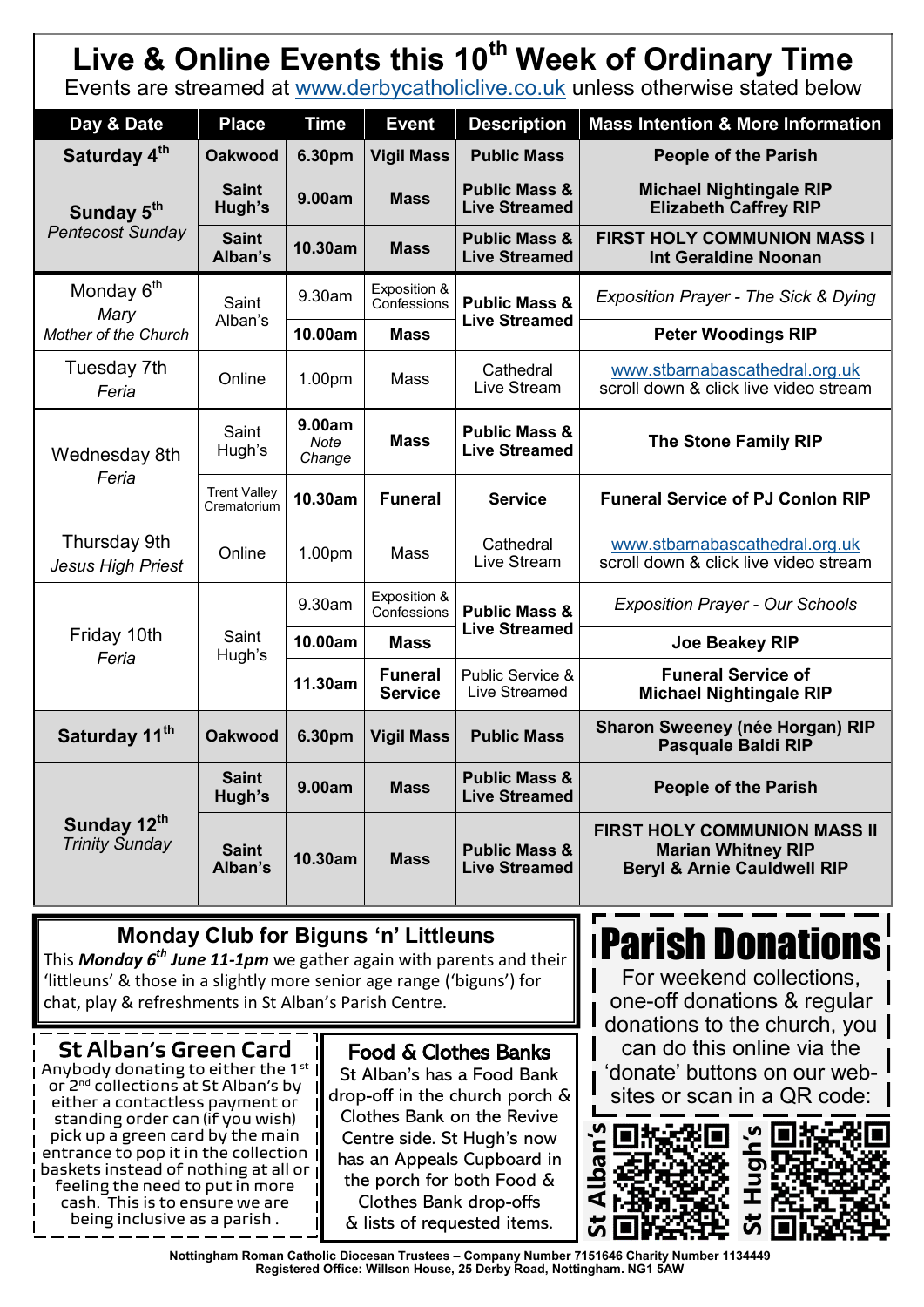# Live & Online Events this 10th Week of Ordinary Time

Events are streamed at www.derbycatholiclive.co.uk unless otherwise stated below

| Day & Date | Place | Time | Event | Description | Mass Intention & More Information |
|---|---|---|---|---|---|
| **Saturday 4th** | **Oakwood** | **6.30pm** | **Vigil Mass** | **Public Mass** | **People of the Parish** |
| **Sunday 5th** *Pentecost Sunday* | **Saint Hugh's** | **9.00am** | **Mass** | **Public Mass & Live Streamed** | **Michael Nightingale RIP** **Elizabeth Caffrey RIP** |
| | **Saint Alban's** | **10.30am** | **Mass** | **Public Mass & Live Streamed** | **FIRST HOLY COMMUNION MASS I** **Int Geraldine Noonan** |
| Monday 6th *Mary Mother of the Church* | Saint Alban's | 9.30am | Exposition & Confessions | **Public Mass & Live Streamed** | *Exposition Prayer - The Sick & Dying* |
| | | **10.00am** | **Mass** | | **Peter Woodings RIP** |
| Tuesday 7th *Feria* | Online | 1.00pm | Mass | Cathedral Live Stream | www.stbarnabascathedral.org.uk scroll down & click live video stream |
| Wednesday 8th *Feria* | Saint Hugh's | **9.00am** *Note Change* | **Mass** | **Public Mass & Live Streamed** | **The Stone Family RIP** |
| | Trent Valley Crematorium | **10.30am** | **Funeral** | **Service** | **Funeral Service of PJ Conlon RIP** |
| Thursday 9th *Jesus High Priest* | Online | 1.00pm | Mass | Cathedral Live Stream | www.stbarnabascathedral.org.uk scroll down & click live video stream |
| Friday 10th *Feria* | Saint Hugh's | 9.30am | Exposition & Confessions | **Public Mass & Live Streamed** | *Exposition Prayer - Our Schools* |
| | | **10.00am** | **Mass** | | **Joe Beakey RIP** |
| | | **11.30am** | **Funeral Service** | Public Service & Live Streamed | **Funeral Service of Michael Nightingale RIP** |
| **Saturday 11th** | **Oakwood** | **6.30pm** | **Vigil Mass** | **Public Mass** | **Sharon Sweeney (née Horgan) RIP** **Pasquale Baldi RIP** |
| **Sunday 12th** *Trinity Sunday* | **Saint Hugh's** | **9.00am** | **Mass** | **Public Mass & Live Streamed** | **People of the Parish** |
| | **Saint Alban's** | **10.30am** | **Mass** | **Public Mass & Live Streamed** | **FIRST HOLY COMMUNION MASS II** **Marian Whitney RIP** **Beryl & Arnie Cauldwell RIP** |

## Monday Club for Biguns 'n' Littleuns

This ***Monday 6th June 11-1pm*** we gather again with parents and their 'littleuns' & those in a slightly more senior age range ('biguns') for chat, play & refreshments in St Alban's Parish Centre.

## St Alban's Green Card

Anybody donating to either the 1st or 2nd collections at St Alban's by either a contactless payment or standing order can (if you wish) pick up a green card by the main entrance to pop it in the collection baskets instead of nothing at all or feeling the need to put in more cash. This is to ensure we are being inclusive as a parish.

## Food & Clothes Banks

St Alban's has a Food Bank drop-off in the church porch & Clothes Bank on the Revive Centre side. St Hugh's now has an Appeals Cupboard in the porch for both Food & Clothes Bank drop-offs & lists of requested items.

## Parish Donations

For weekend collections, one-off donations & regular donations to the church, you can do this online via the 'donate' buttons on our websites or scan in a QR code:

St Alban's St Hugh's

Nottingham Roman Catholic Diocesan Trustees – Company Number 7151646 Charity Number 1134449
Registered Office: Willson House, 25 Derby Road, Nottingham. NG1 5AW